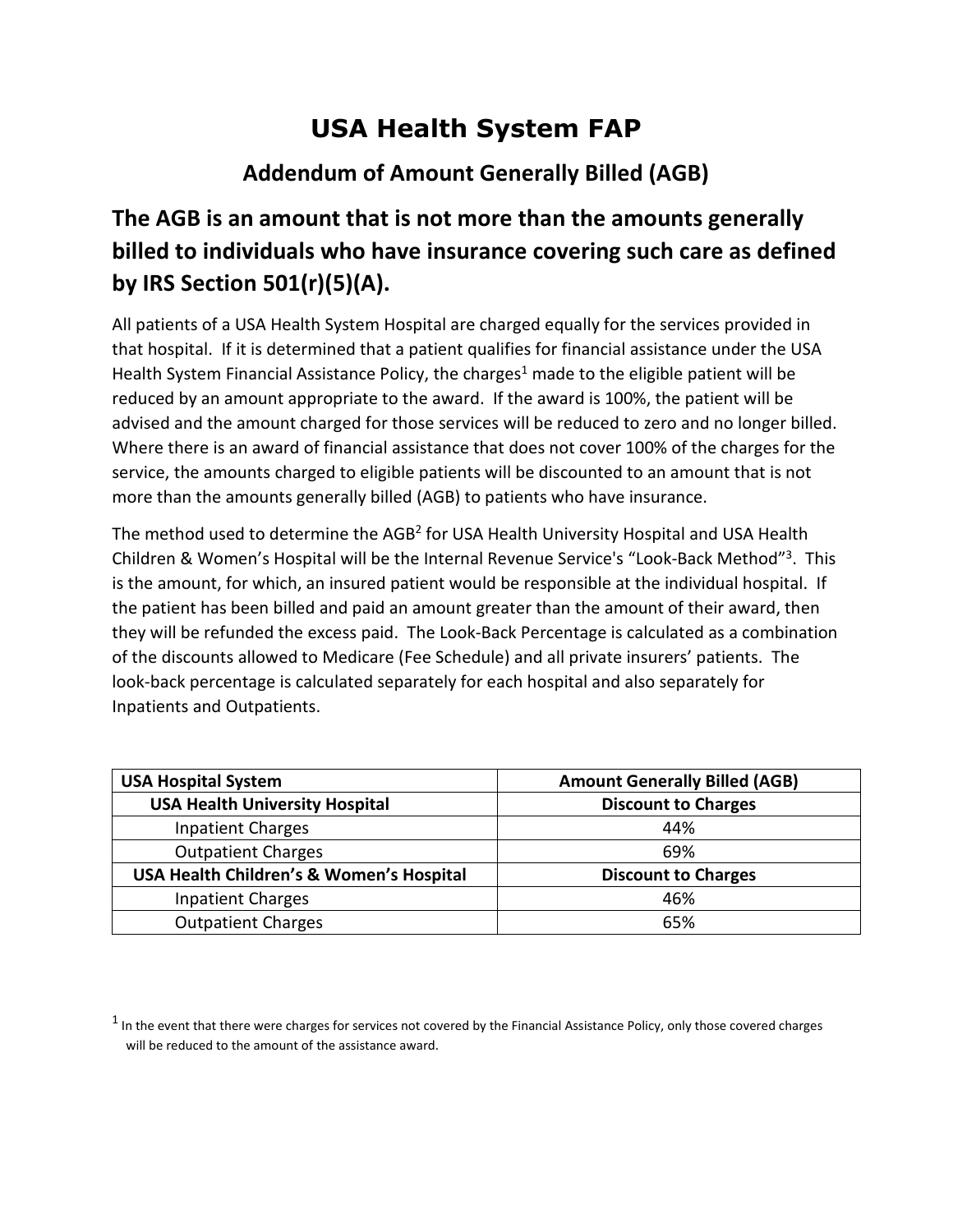# USA Health System FAP

## Addendum of Amount Generally Billed (AGB)

## The AGB is an amount that is not more than the amounts generally billed to individuals who have insurance covering such care as defined by IRS Section 501(r)(5)(A).

All patients of a USA Health System Hospital are charged equally for the services provided in that hospital. If it is determined that a patient qualifies for financial assistance under the USA Health System Financial Assistance Policy, the charges[1] made to the eligible patient will be reduced by an amount appropriate to the award. If the award is 100%, the patient will be advised and the amount charged for those services will be reduced to zero and no longer billed. Where there is an award of financial assistance that does not cover 100% of the charges for the service, the amounts charged to eligible patients will be discounted to an amount that is not more than the amounts generally billed (AGB) to patients who have insurance.

The method used to determine the AGB[2] for USA Health University Hospital and USA Health Children & Women's Hospital will be the Internal Revenue Service's "Look-Back Method"[3]. This is the amount, for which, an insured patient would be responsible at the individual hospital. If the patient has been billed and paid an amount greater than the amount of their award, then they will be refunded the excess paid. The Look-Back Percentage is calculated as a combination of the discounts allowed to Medicare (Fee Schedule) and all private insurers' patients. The look-back percentage is calculated separately for each hospital and also separately for Inpatients and Outpatients.

| USA Hospital System | Amount Generally Billed (AGB) |
|---|---|
| **USA Health University Hospital** | **Discount to Charges** |
| Inpatient Charges | 44% |
| Outpatient Charges | 69% |
| **USA Health Children's & Women's Hospital** | **Discount to Charges** |
| Inpatient Charges | 46% |
| Outpatient Charges | 65% |

[1] In the event that there were charges for services not covered by the Financial Assistance Policy, only those covered charges will be reduced to the amount of the assistance award.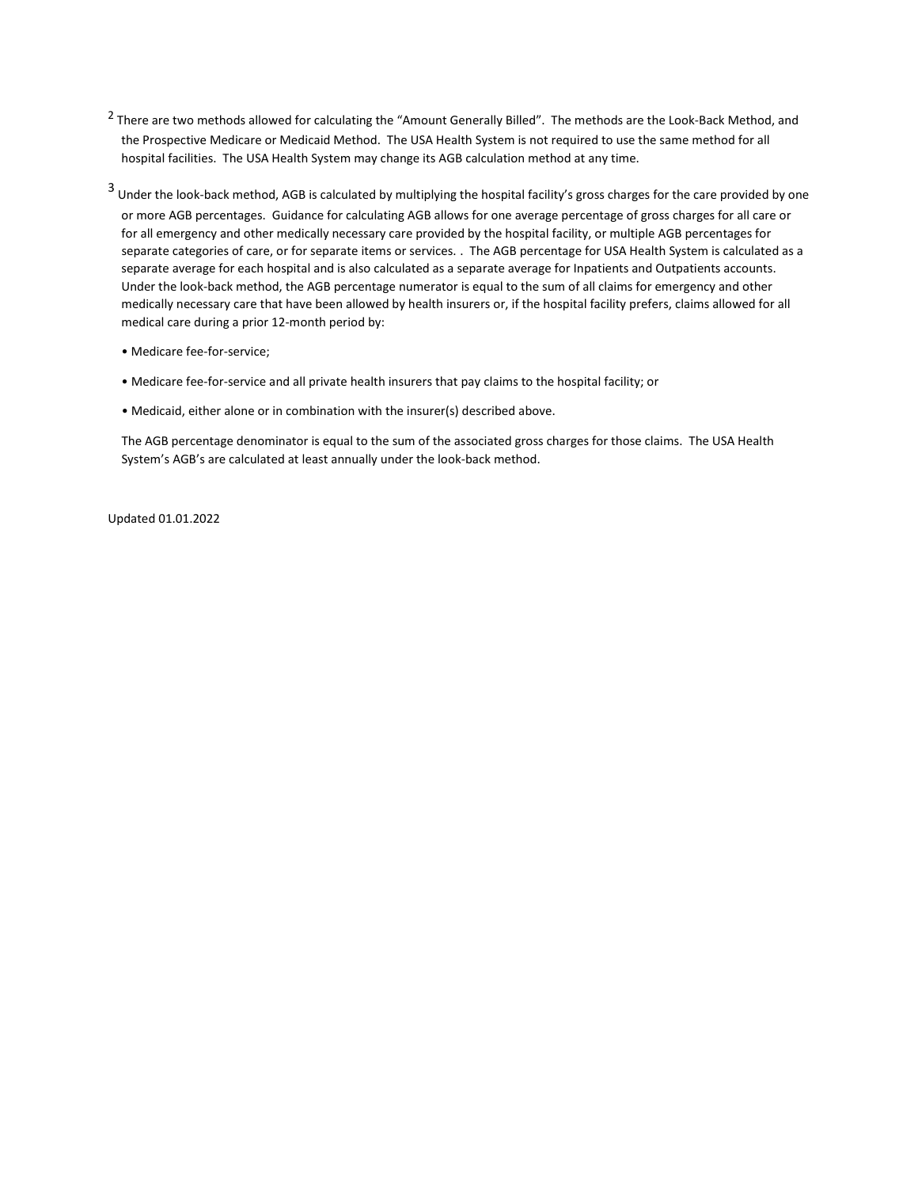[2] There are two methods allowed for calculating the "Amount Generally Billed". The methods are the Look-Back Method, and the Prospective Medicare or Medicaid Method. The USA Health System is not required to use the same method for all hospital facilities. The USA Health System may change its AGB calculation method at any time.

[3] Under the look-back method, AGB is calculated by multiplying the hospital facility's gross charges for the care provided by one or more AGB percentages. Guidance for calculating AGB allows for one average percentage of gross charges for all care or for all emergency and other medically necessary care provided by the hospital facility, or multiple AGB percentages for separate categories of care, or for separate items or services. . The AGB percentage for USA Health System is calculated as a separate average for each hospital and is also calculated as a separate average for Inpatients and Outpatients accounts. Under the look-back method, the AGB percentage numerator is equal to the sum of all claims for emergency and other medically necessary care that have been allowed by health insurers or, if the hospital facility prefers, claims allowed for all medical care during a prior 12-month period by:

- Medicare fee-for-service;
- Medicare fee-for-service and all private health insurers that pay claims to the hospital facility; or
- Medicaid, either alone or in combination with the insurer(s) described above.

The AGB percentage denominator is equal to the sum of the associated gross charges for those claims. The USA Health System's AGB's are calculated at least annually under the look-back method.

Updated 01.01.2022